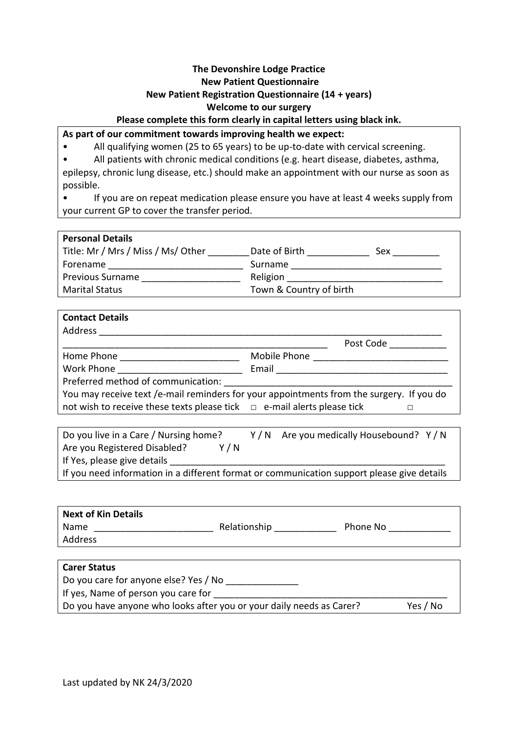**The Devonshire Lodge Practice**
**New Patient Questionnaire**
**New Patient Registration Questionnaire (14 + years)**
**Welcome to our surgery**
**Please complete this form clearly in capital letters using black ink.**

**As part of our commitment towards improving health we expect:**

- All qualifying women (25 to 65 years) to be up-to-date with cervical screening.
- All patients with chronic medical conditions (e.g. heart disease, diabetes, asthma, epilepsy, chronic lung disease, etc.) should make an appointment with our nurse as soon as possible.
- If you are on repeat medication please ensure you have at least 4 weeks supply from your current GP to cover the transfer period.

**Personal Details**

Title: Mr / Mrs / Miss / Ms/ Other ________ Date of Birth ____________ Sex _________

Forename __________________________ Surname _____________________________

Previous Surname ___________________ Religion ______________________________

Marital Status Town & Country of birth

**Contact Details**

Address ____________________________________________________________________

__________________________________________________ Post Code ___________

Home Phone _______________________ Mobile Phone __________________________

Work Phone ________________________ Email __________________________________

Preferred method of communication: ____________________________________________

You may receive text /e-mail reminders for your appointments from the surgery. If you do not wish to receive these texts please tick □ e-mail alerts please tick □

Do you live in a Care / Nursing home? Y / N Are you medically Housebound? Y / N

Are you Registered Disabled? Y / N

If Yes, please give details ______________________________________________________

If you need information in a different format or communication support please give details

**Next of Kin Details**

Name _______________________ Relationship ____________ Phone No ____________

Address

**Carer Status**

Do you care for anyone else? Yes / No ______________

If yes, Name of person you care for _____________________________________________

Do you have anyone who looks after you or your daily needs as Carer? Yes / No

Last updated by NK 24/3/2020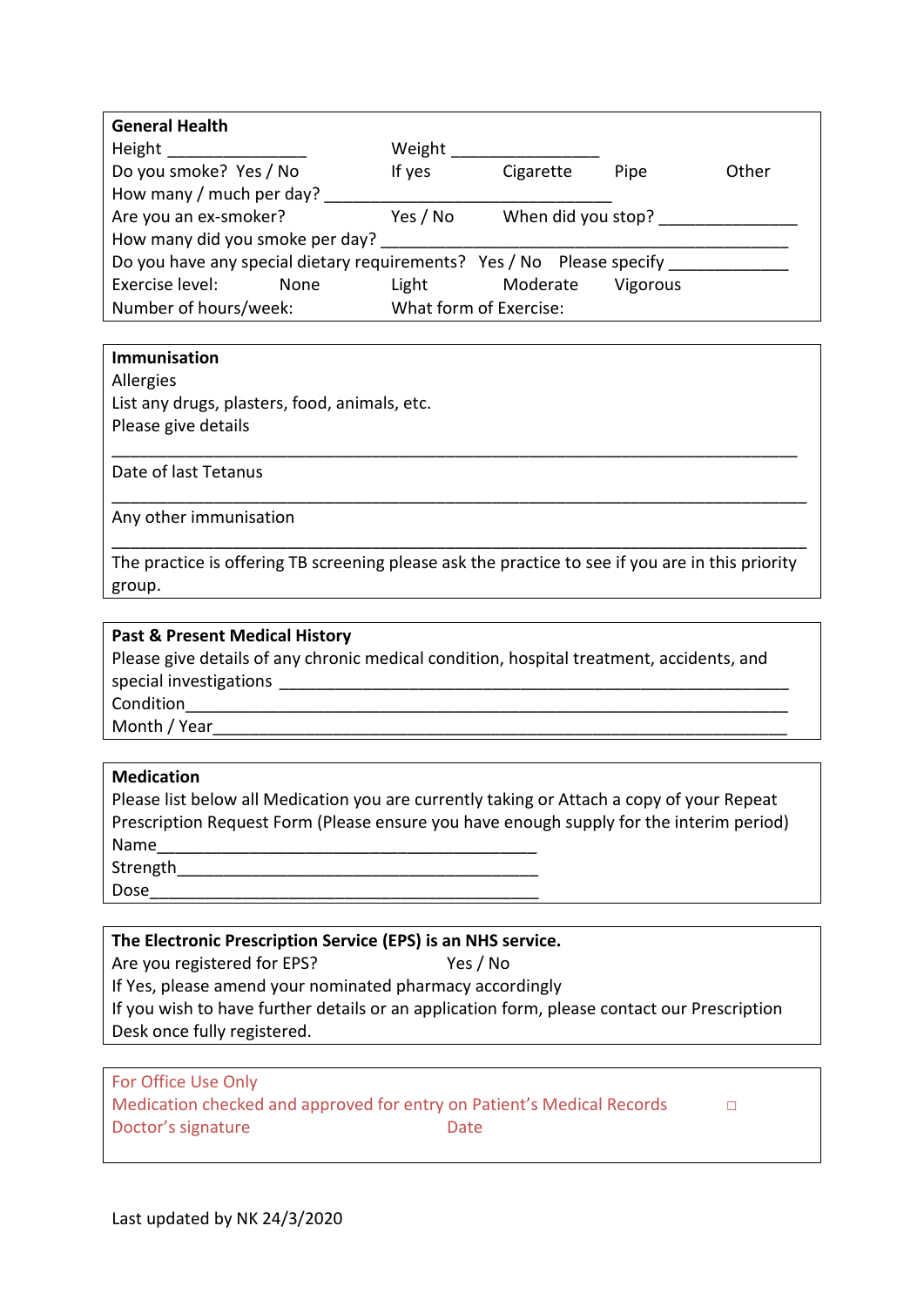**General Health**

Height _______________ Weight _______________

Do you smoke? Yes / No If yes Cigarette Pipe Other

How many / much per day? ______________________________

Are you an ex-smoker? Yes / No When did you stop? ______________

How many did you smoke per day? ____________________________________________

Do you have any special dietary requirements? Yes / No Please specify ____________

Exercise level: None Light Moderate Vigorous

Number of hours/week: What form of Exercise:

**Immunisation**

Allergies

List any drugs, plasters, food, animals, etc.

Please give details

________________________________________________________________________

Date of last Tetanus

________________________________________________________________________

Any other immunisation

________________________________________________________________________

The practice is offering TB screening please ask the practice to see if you are in this priority group.

**Past & Present Medical History**

Please give details of any chronic medical condition, hospital treatment, accidents, and special investigations ______________________________________________________

Condition______________________________________________________________

Month / Year____________________________________________________________

**Medication**

Please list below all Medication you are currently taking or Attach a copy of your Repeat Prescription Request Form (Please ensure you have enough supply for the interim period)

Name________________________________________

Strength______________________________________

Dose_________________________________________

**The Electronic Prescription Service (EPS) is an NHS service.**

Are you registered for EPS? Yes / No

If Yes, please amend your nominated pharmacy accordingly

If you wish to have further details or an application form, please contact our Prescription Desk once fully registered.

For Office Use Only

Medication checked and approved for entry on Patient's Medical Records □

Doctor's signature Date

Last updated by NK 24/3/2020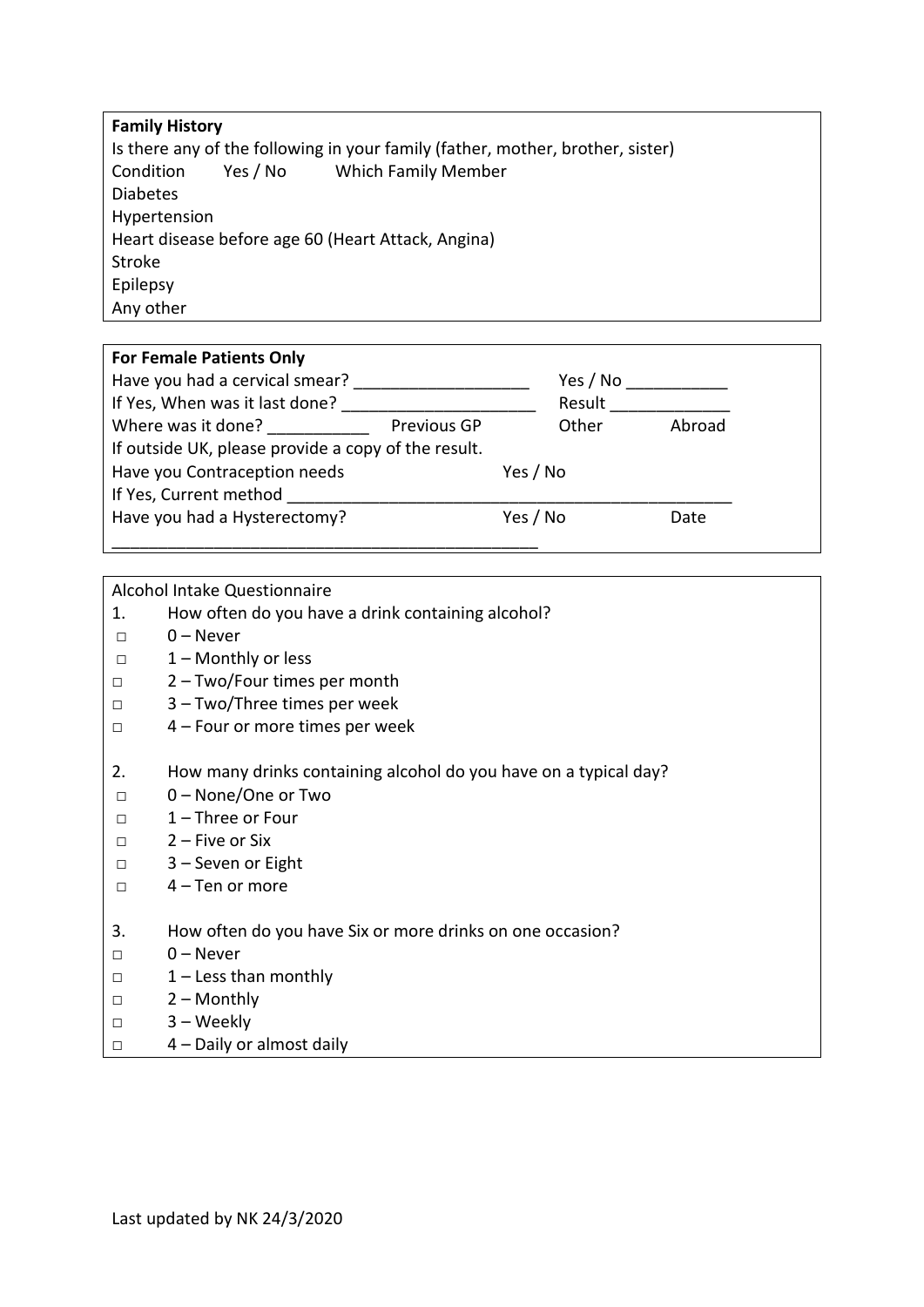**Family History**

Is there any of the following in your family (father, mother, brother, sister)

| Condition | Yes / No | Which Family Member |
|---|---|---|
| Diabetes | | |
| Hypertension | | |
| Heart disease before age 60 (Heart Attack, Angina) | | |
| Stroke | | |
| Epilepsy | | |
| Any other | | |

**For Female Patients Only**

Have you had a cervical smear? ___________________ Yes / No ___________

If Yes, When was it last done? _____________________ Result _____________

Where was it done? ___________ Previous GP Other Abroad

If outside UK, please provide a copy of the result.

Have you Contraception needs Yes / No

If Yes, Current method _________________________________________________

Have you had a Hysterectomy? Yes / No Date

_______________________________________________

Alcohol Intake Questionnaire

1. How often do you have a drink containing alcohol?

- □ 0 – Never
- □ 1 – Monthly or less
- □ 2 – Two/Four times per month
- □ 3 – Two/Three times per week
- □ 4 – Four or more times per week

2. How many drinks containing alcohol do you have on a typical day?

- □ 0 – None/One or Two
- □ 1 – Three or Four
- □ 2 – Five or Six
- □ 3 – Seven or Eight
- □ 4 – Ten or more

3. How often do you have Six or more drinks on one occasion?

- □ 0 – Never
- □ 1 – Less than monthly
- □ 2 – Monthly
- □ 3 – Weekly
- □ 4 – Daily or almost daily

Last updated by NK 24/3/2020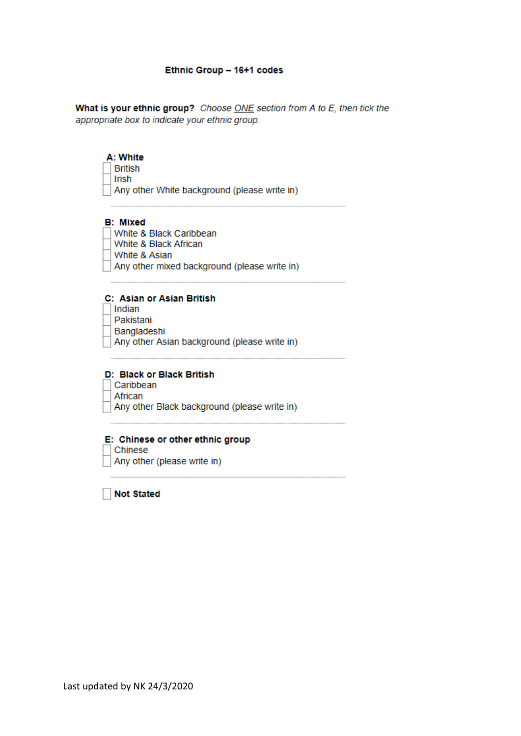## Ethnic Group – 16+1 codes

**What is your ethnic group?** *Choose ONE section from A to E, then tick the appropriate box to indicate your ethnic group.*

**A: White**

- ☐ British
- ☐ Irish
- ☐ Any other White background (please write in)

---

**B: Mixed**

- ☐ White & Black Caribbean
- ☐ White & Black African
- ☐ White & Asian
- ☐ Any other mixed background (please write in)

---

**C: Asian or Asian British**

- ☐ Indian
- ☐ Pakistani
- ☐ Bangladeshi
- ☐ Any other Asian background (please write in)

---

**D: Black or Black British**

- ☐ Caribbean
- ☐ African
- ☐ Any other Black background (please write in)

---

**E: Chinese or other ethnic group**

- ☐ Chinese
- ☐ Any other (please write in)

---

☐ **Not Stated**

Last updated by NK 24/3/2020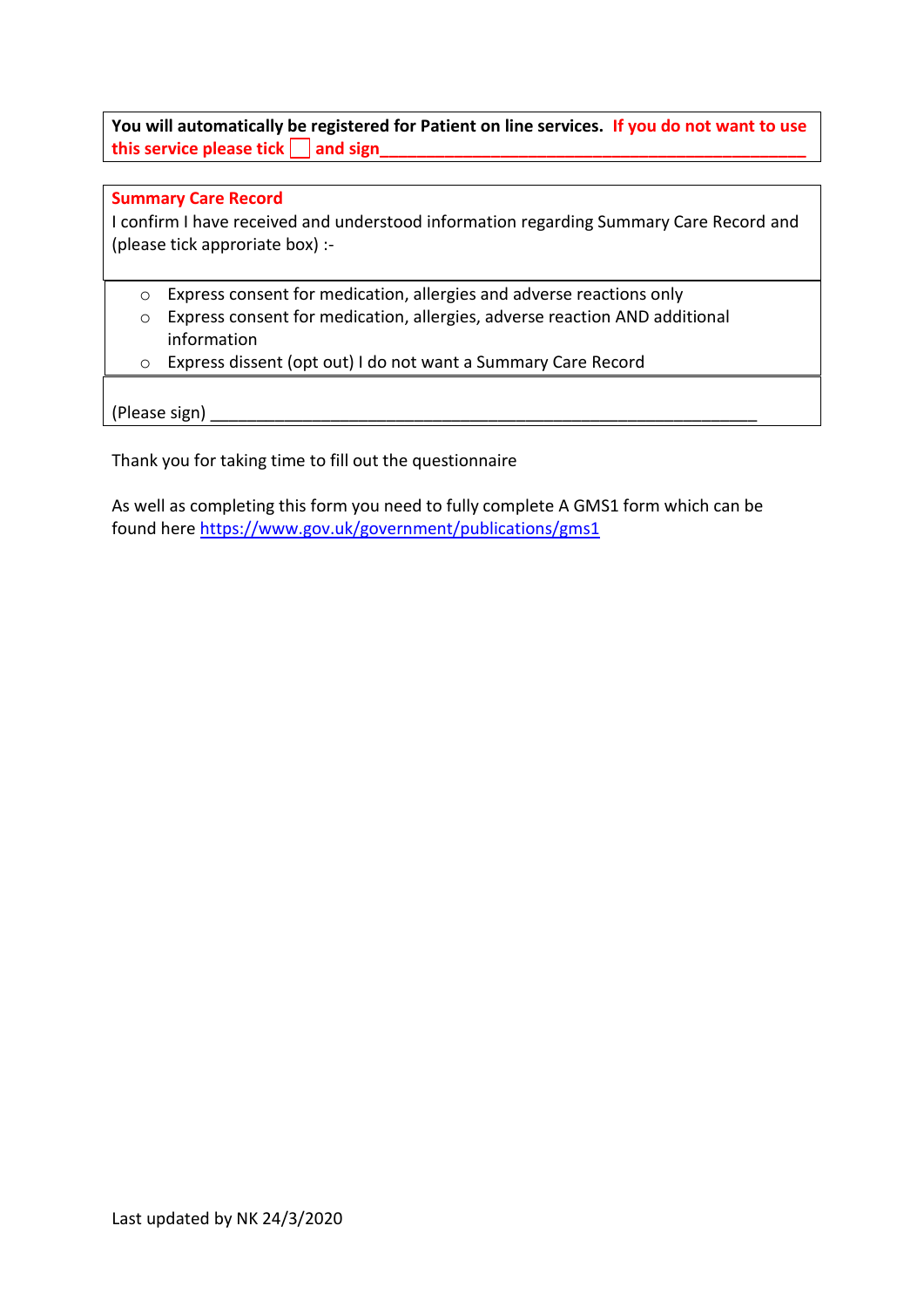**You will automatically be registered for Patient on line services. If you do not want to use this service please tick ☐ and sign\_\_\_\_\_\_\_\_\_\_\_\_\_\_\_\_\_\_\_\_\_\_\_\_\_\_\_\_\_\_\_\_\_\_\_\_\_\_\_\_\_\_\_\_**

**Summary Care Record**

I confirm I have received and understood information regarding Summary Care Record and (please tick approriate box) :-

- ○ Express consent for medication, allergies and adverse reactions only
- ○ Express consent for medication, allergies, adverse reaction AND additional information
- ○ Express dissent (opt out) I do not want a Summary Care Record

(Please sign) \_\_\_\_\_\_\_\_\_\_\_\_\_\_\_\_\_\_\_\_\_\_\_\_\_\_\_\_\_\_\_\_\_\_\_\_\_\_\_\_\_\_\_\_\_\_\_\_\_\_\_\_\_\_\_\_

Thank you for taking time to fill out the questionnaire

As well as completing this form you need to fully complete A GMS1 form which can be found here https://www.gov.uk/government/publications/gms1

Last updated by NK 24/3/2020